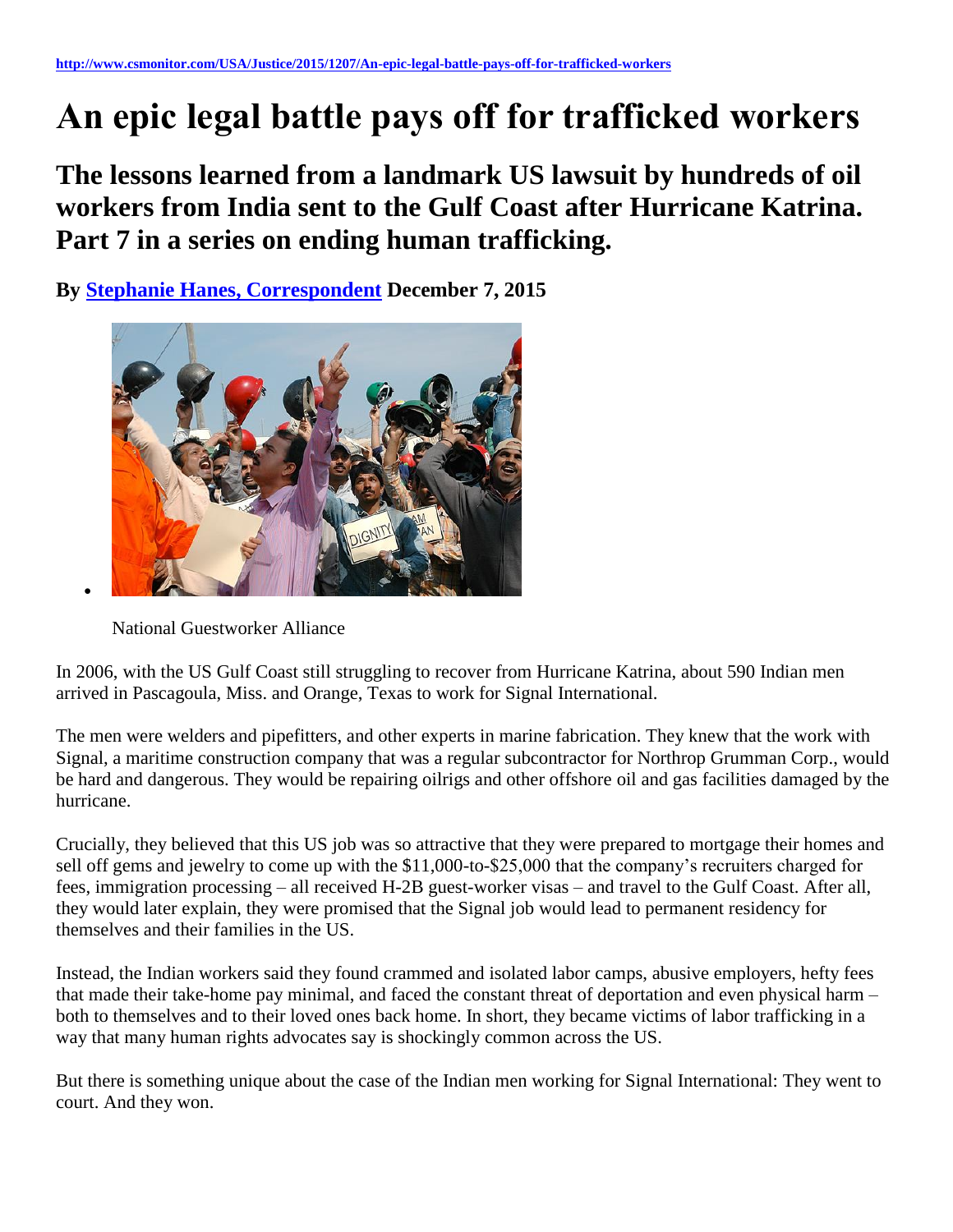http://www.csmonitor.com/USA/Justice/2015/1207/An-epic-legal-battle-pays-off-for-trafficked-workers

# An epic legal battle pays off for trafficked workers

## The lessons learned from a landmark US lawsuit by hundreds of oil workers from India sent to the Gulf Coast after Hurricane Katrina. Part 7 in a series on ending human trafficking.

**By [Stephanie Hanes, Correspondent](#) December 7, 2015**

National Guestworker Alliance

In 2006, with the US Gulf Coast still struggling to recover from Hurricane Katrina, about 590 Indian men arrived in Pascagoula, Miss. and Orange, Texas to work for Signal International.

The men were welders and pipefitters, and other experts in marine fabrication. They knew that the work with Signal, a maritime construction company that was a regular subcontractor for Northrop Grumman Corp., would be hard and dangerous. They would be repairing oilrigs and other offshore oil and gas facilities damaged by the hurricane.

Crucially, they believed that this US job was so attractive that they were prepared to mortgage their homes and sell off gems and jewelry to come up with the $11,000-to-$25,000 that the company's recruiters charged for fees, immigration processing – all received H-2B guest-worker visas – and travel to the Gulf Coast. After all, they would later explain, they were promised that the Signal job would lead to permanent residency for themselves and their families in the US.

Instead, the Indian workers said they found crammed and isolated labor camps, abusive employers, hefty fees that made their take-home pay minimal, and faced the constant threat of deportation and even physical harm – both to themselves and to their loved ones back home. In short, they became victims of labor trafficking in a way that many human rights advocates say is shockingly common across the US.

But there is something unique about the case of the Indian men working for Signal International: They went to court. And they won.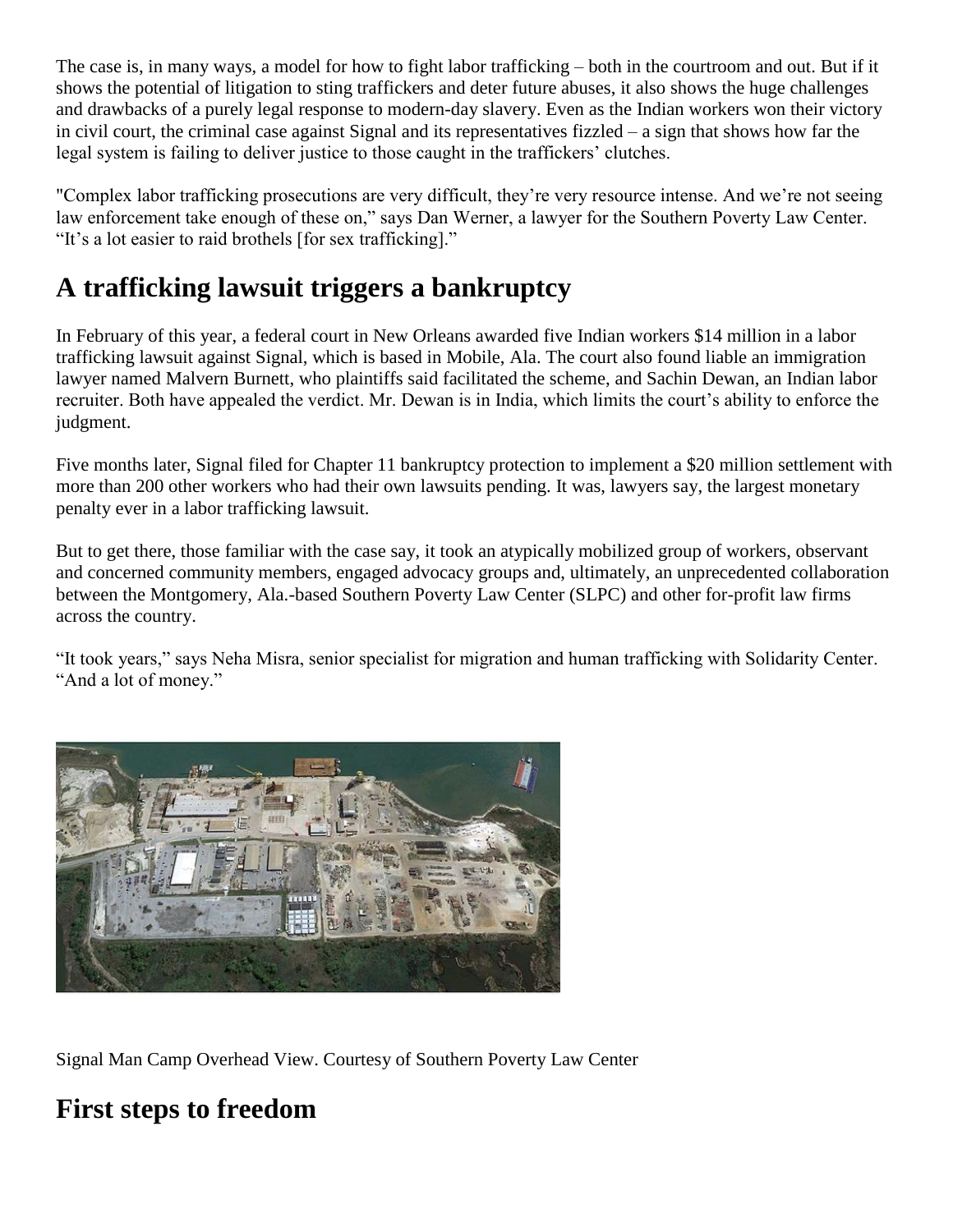The case is, in many ways, a model for how to fight labor trafficking – both in the courtroom and out. But if it shows the potential of litigation to sting traffickers and deter future abuses, it also shows the huge challenges and drawbacks of a purely legal response to modern-day slavery. Even as the Indian workers won their victory in civil court, the criminal case against Signal and its representatives fizzled – a sign that shows how far the legal system is failing to deliver justice to those caught in the traffickers' clutches.

"Complex labor trafficking prosecutions are very difficult, they're very resource intense. And we're not seeing law enforcement take enough of these on," says Dan Werner, a lawyer for the Southern Poverty Law Center. "It's a lot easier to raid brothels [for sex trafficking]."

## A trafficking lawsuit triggers a bankruptcy

In February of this year, a federal court in New Orleans awarded five Indian workers $14 million in a labor trafficking lawsuit against Signal, which is based in Mobile, Ala. The court also found liable an immigration lawyer named Malvern Burnett, who plaintiffs said facilitated the scheme, and Sachin Dewan, an Indian labor recruiter. Both have appealed the verdict. Mr. Dewan is in India, which limits the court's ability to enforce the judgment.

Five months later, Signal filed for Chapter 11 bankruptcy protection to implement a $20 million settlement with more than 200 other workers who had their own lawsuits pending. It was, lawyers say, the largest monetary penalty ever in a labor trafficking lawsuit.

But to get there, those familiar with the case say, it took an atypically mobilized group of workers, observant and concerned community members, engaged advocacy groups and, ultimately, an unprecedented collaboration between the Montgomery, Ala.-based Southern Poverty Law Center (SLPC) and other for-profit law firms across the country.

"It took years," says Neha Misra, senior specialist for migration and human trafficking with Solidarity Center. "And a lot of money."

Signal Man Camp Overhead View. Courtesy of Southern Poverty Law Center

## First steps to freedom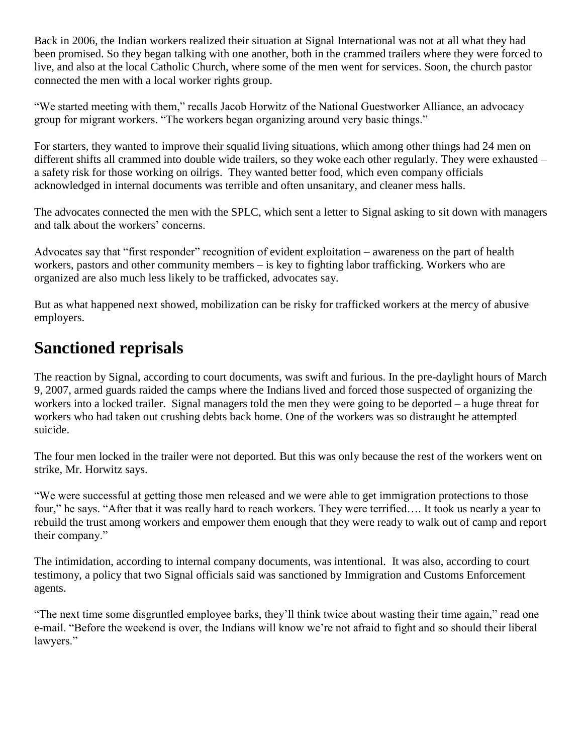Back in 2006, the Indian workers realized their situation at Signal International was not at all what they had been promised. So they began talking with one another, both in the crammed trailers where they were forced to live, and also at the local Catholic Church, where some of the men went for services. Soon, the church pastor connected the men with a local worker rights group.

"We started meeting with them," recalls Jacob Horwitz of the National Guestworker Alliance, an advocacy group for migrant workers. "The workers began organizing around very basic things."

For starters, they wanted to improve their squalid living situations, which among other things had 24 men on different shifts all crammed into double wide trailers, so they woke each other regularly. They were exhausted – a safety risk for those working on oilrigs. They wanted better food, which even company officials acknowledged in internal documents was terrible and often unsanitary, and cleaner mess halls.

The advocates connected the men with the SPLC, which sent a letter to Signal asking to sit down with managers and talk about the workers' concerns.

Advocates say that "first responder" recognition of evident exploitation – awareness on the part of health workers, pastors and other community members – is key to fighting labor trafficking. Workers who are organized are also much less likely to be trafficked, advocates say.

But as what happened next showed, mobilization can be risky for trafficked workers at the mercy of abusive employers.

## Sanctioned reprisals

The reaction by Signal, according to court documents, was swift and furious. In the pre-daylight hours of March 9, 2007, armed guards raided the camps where the Indians lived and forced those suspected of organizing the workers into a locked trailer. Signal managers told the men they were going to be deported – a huge threat for workers who had taken out crushing debts back home. One of the workers was so distraught he attempted suicide.

The four men locked in the trailer were not deported. But this was only because the rest of the workers went on strike, Mr. Horwitz says.

"We were successful at getting those men released and we were able to get immigration protections to those four," he says. "After that it was really hard to reach workers. They were terrified…. It took us nearly a year to rebuild the trust among workers and empower them enough that they were ready to walk out of camp and report their company."

The intimidation, according to internal company documents, was intentional. It was also, according to court testimony, a policy that two Signal officials said was sanctioned by Immigration and Customs Enforcement agents.

"The next time some disgruntled employee barks, they'll think twice about wasting their time again," read one e-mail. "Before the weekend is over, the Indians will know we're not afraid to fight and so should their liberal lawyers."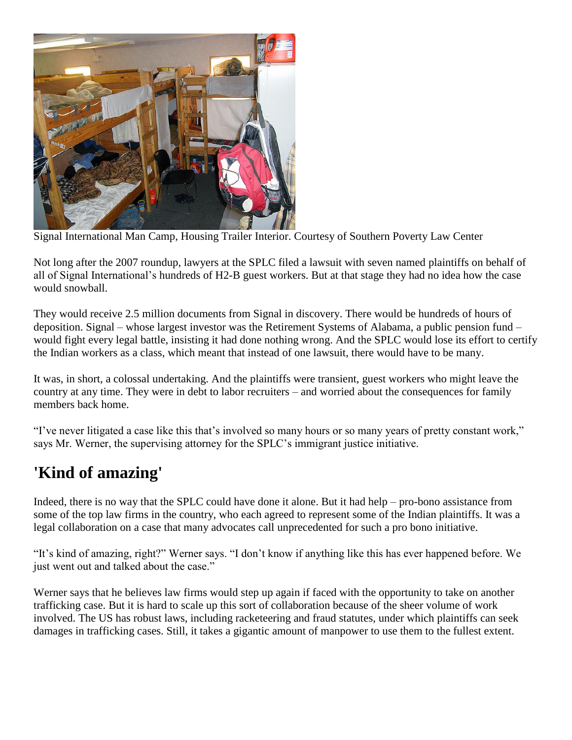Signal International Man Camp, Housing Trailer Interior. Courtesy of Southern Poverty Law Center

Not long after the 2007 roundup, lawyers at the SPLC filed a lawsuit with seven named plaintiffs on behalf of all of Signal International's hundreds of H2-B guest workers. But at that stage they had no idea how the case would snowball.

They would receive 2.5 million documents from Signal in discovery. There would be hundreds of hours of deposition. Signal – whose largest investor was the Retirement Systems of Alabama, a public pension fund – would fight every legal battle, insisting it had done nothing wrong. And the SPLC would lose its effort to certify the Indian workers as a class, which meant that instead of one lawsuit, there would have to be many.

It was, in short, a colossal undertaking. And the plaintiffs were transient, guest workers who might leave the country at any time. They were in debt to labor recruiters – and worried about the consequences for family members back home.

"I've never litigated a case like this that's involved so many hours or so many years of pretty constant work," says Mr. Werner, the supervising attorney for the SPLC's immigrant justice initiative.

## 'Kind of amazing'

Indeed, there is no way that the SPLC could have done it alone. But it had help – pro-bono assistance from some of the top law firms in the country, who each agreed to represent some of the Indian plaintiffs. It was a legal collaboration on a case that many advocates call unprecedented for such a pro bono initiative.

"It's kind of amazing, right?" Werner says. "I don't know if anything like this has ever happened before. We just went out and talked about the case."

Werner says that he believes law firms would step up again if faced with the opportunity to take on another trafficking case. But it is hard to scale up this sort of collaboration because of the sheer volume of work involved. The US has robust laws, including racketeering and fraud statutes, under which plaintiffs can seek damages in trafficking cases. Still, it takes a gigantic amount of manpower to use them to the fullest extent.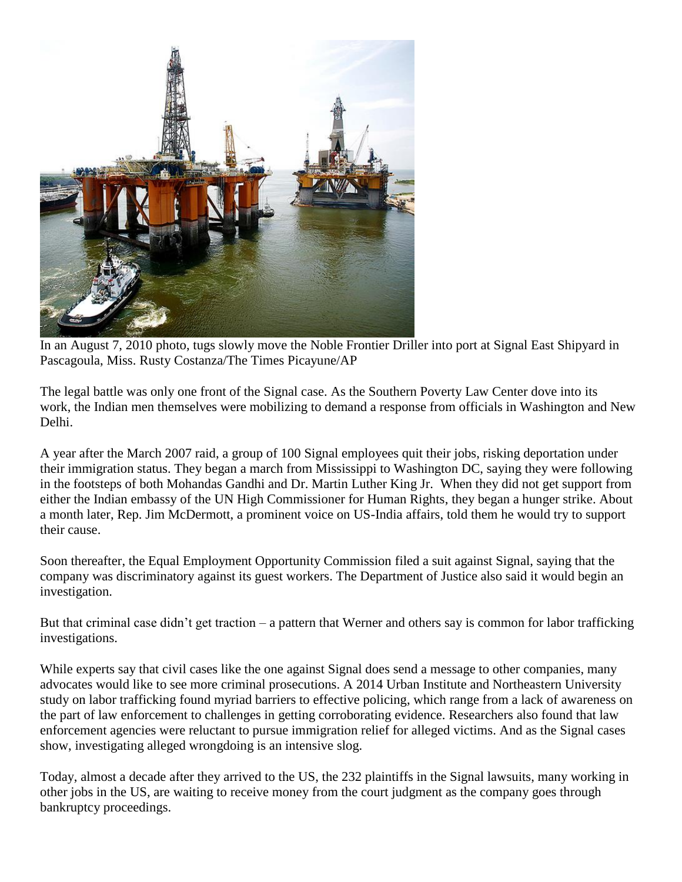In an August 7, 2010 photo, tugs slowly move the Noble Frontier Driller into port at Signal East Shipyard in Pascagoula, Miss. Rusty Costanza/The Times Picayune/AP

The legal battle was only one front of the Signal case. As the Southern Poverty Law Center dove into its work, the Indian men themselves were mobilizing to demand a response from officials in Washington and New Delhi.

A year after the March 2007 raid, a group of 100 Signal employees quit their jobs, risking deportation under their immigration status. They began a march from Mississippi to Washington DC, saying they were following in the footsteps of both Mohandas Gandhi and Dr. Martin Luther King Jr. When they did not get support from either the Indian embassy of the UN High Commissioner for Human Rights, they began a hunger strike. About a month later, Rep. Jim McDermott, a prominent voice on US-India affairs, told them he would try to support their cause.

Soon thereafter, the Equal Employment Opportunity Commission filed a suit against Signal, saying that the company was discriminatory against its guest workers. The Department of Justice also said it would begin an investigation.

But that criminal case didn't get traction – a pattern that Werner and others say is common for labor trafficking investigations.

While experts say that civil cases like the one against Signal does send a message to other companies, many advocates would like to see more criminal prosecutions. A 2014 Urban Institute and Northeastern University study on labor trafficking found myriad barriers to effective policing, which range from a lack of awareness on the part of law enforcement to challenges in getting corroborating evidence. Researchers also found that law enforcement agencies were reluctant to pursue immigration relief for alleged victims. And as the Signal cases show, investigating alleged wrongdoing is an intensive slog.

Today, almost a decade after they arrived to the US, the 232 plaintiffs in the Signal lawsuits, many working in other jobs in the US, are waiting to receive money from the court judgment as the company goes through bankruptcy proceedings.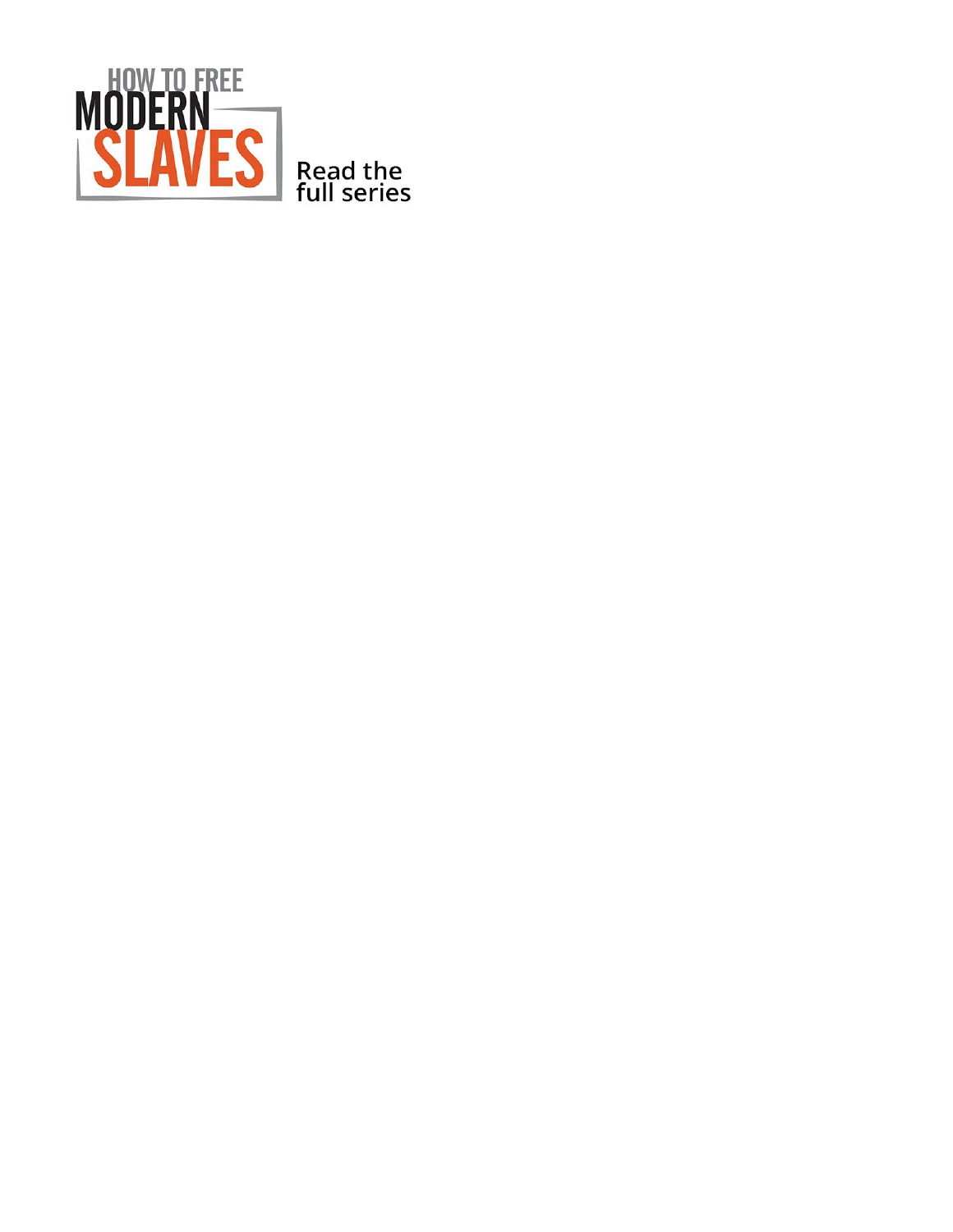HOW TO FREE MODERN SLAVES

Read the full series